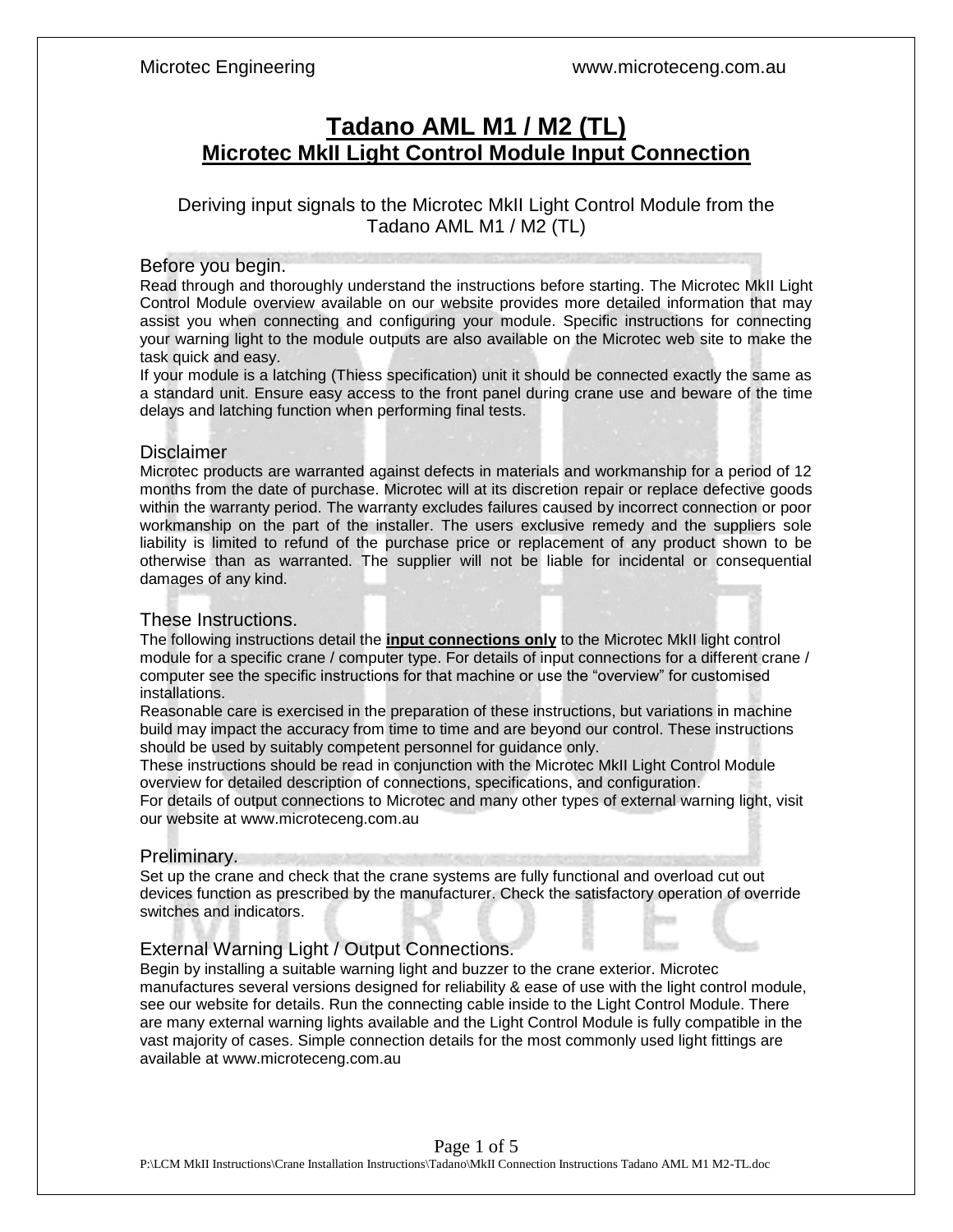# Tadano AML M1 / M2 (TL)

## Microtec MkII Light Control Module Input Connection

Deriving input signals to the Microtec MkII Light Control Module from the Tadano AML M1 / M2 (TL)

### Before you begin.

Read through and thoroughly understand the instructions before starting. The Microtec MkII Light Control Module overview available on our website provides more detailed information that may assist you when connecting and configuring your module. Specific instructions for connecting your warning light to the module outputs are also available on the Microtec web site to make the task quick and easy.

If your module is a latching (Thiess specification) unit it should be connected exactly the same as a standard unit. Ensure easy access to the front panel during crane use and beware of the time delays and latching function when performing final tests.

### Disclaimer

Microtec products are warranted against defects in materials and workmanship for a period of 12 months from the date of purchase. Microtec will at its discretion repair or replace defective goods within the warranty period. The warranty excludes failures caused by incorrect connection or poor workmanship on the part of the installer. The users exclusive remedy and the suppliers sole liability is limited to refund of the purchase price or replacement of any product shown to be otherwise than as warranted. The supplier will not be liable for incidental or consequential damages of any kind.

### These Instructions.

The following instructions detail the **input connections only** to the Microtec MkII light control module for a specific crane / computer type. For details of input connections for a different crane / computer see the specific instructions for that machine or use the "overview" for customised installations.

Reasonable care is exercised in the preparation of these instructions, but variations in machine build may impact the accuracy from time to time and are beyond our control. These instructions should be used by suitably competent personnel for guidance only.

These instructions should be read in conjunction with the Microtec MkII Light Control Module overview for detailed description of connections, specifications, and configuration.

For details of output connections to Microtec and many other types of external warning light, visit our website at www.microteceng.com.au

### Preliminary.

Set up the crane and check that the crane systems are fully functional and overload cut out devices function as prescribed by the manufacturer. Check the satisfactory operation of override switches and indicators.

### External Warning Light / Output Connections.

Begin by installing a suitable warning light and buzzer to the crane exterior. Microtec manufactures several versions designed for reliability & ease of use with the light control module, see our website for details. Run the connecting cable inside to the Light Control Module. There are many external warning lights available and the Light Control Module is fully compatible in the vast majority of cases. Simple connection details for the most commonly used light fittings are available at www.microteceng.com.au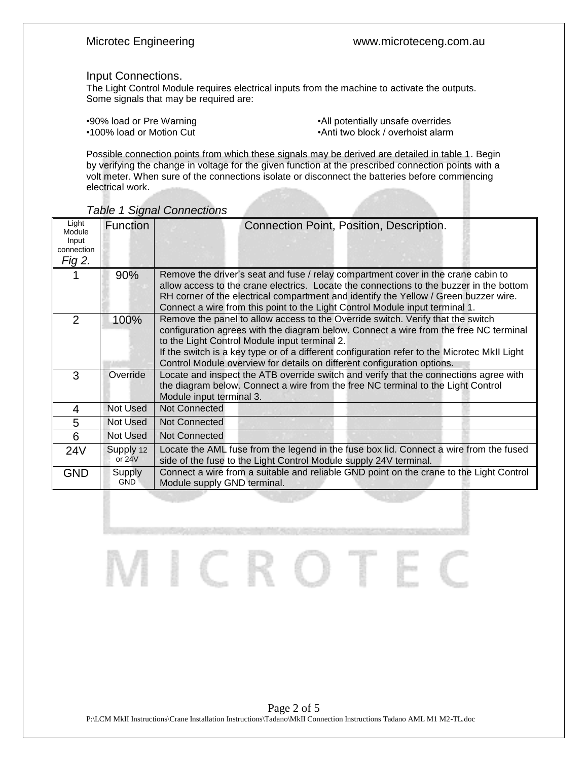## Input Connections.

The Light Control Module requires electrical inputs from the machine to activate the outputs. Some signals that may be required are:

- 90% load or Pre Warning
- 100% load or Motion Cut
- All potentially unsafe overrides
- Anti two block / overhoist alarm

Possible connection points from which these signals may be derived are detailed in table 1. Begin by verifying the change in voltage for the given function at the prescribed connection points with a volt meter. When sure of the connections isolate or disconnect the batteries before commencing electrical work.

*Table 1 Signal Connections*

| Light Module Input connection *Fig 2.* | Function | Connection Point, Position, Description. |
|---|---|---|
| 1 | 90% | Remove the driver's seat and fuse / relay compartment cover in the crane cabin to allow access to the crane electrics. Locate the connections to the buzzer in the bottom RH corner of the electrical compartment and identify the Yellow / Green buzzer wire. Connect a wire from this point to the Light Control Module input terminal 1. |
| 2 | 100% | Remove the panel to allow access to the Override switch. Verify that the switch configuration agrees with the diagram below. Connect a wire from the free NC terminal to the Light Control Module input terminal 2. If the switch is a key type or of a different configuration refer to the Microtec MkII Light Control Module overview for details on different configuration options. |
| 3 | Override | Locate and inspect the ATB override switch and verify that the connections agree with the diagram below. Connect a wire from the free NC terminal to the Light Control Module input terminal 3. |
| 4 | Not Used | Not Connected |
| 5 | Not Used | Not Connected |
| 6 | Not Used | Not Connected |
| 24V | Supply 12 or 24V | Locate the AML fuse from the legend in the fuse box lid. Connect a wire from the fused side of the fuse to the Light Control Module supply 24V terminal. |
| GND | Supply GND | Connect a wire from a suitable and reliable GND point on the crane to the Light Control Module supply GND terminal. |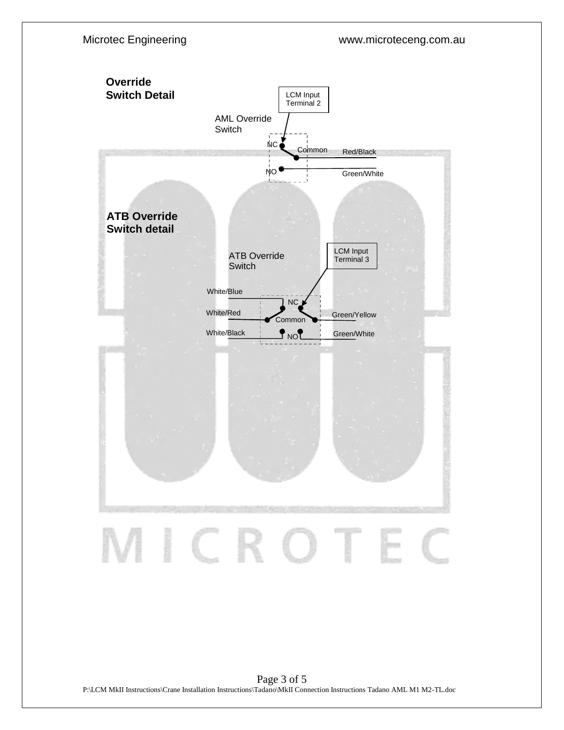## Override Switch Detail

AML Override Switch

LCM Input Terminal 2

NC

Common

Red/Black

NO

Green/White

## ATB Override Switch detail

ATB Override Switch

LCM Input Terminal 3

White/Blue

NC

White/Red

Common

Green/Yellow

White/Black

NO

Green/White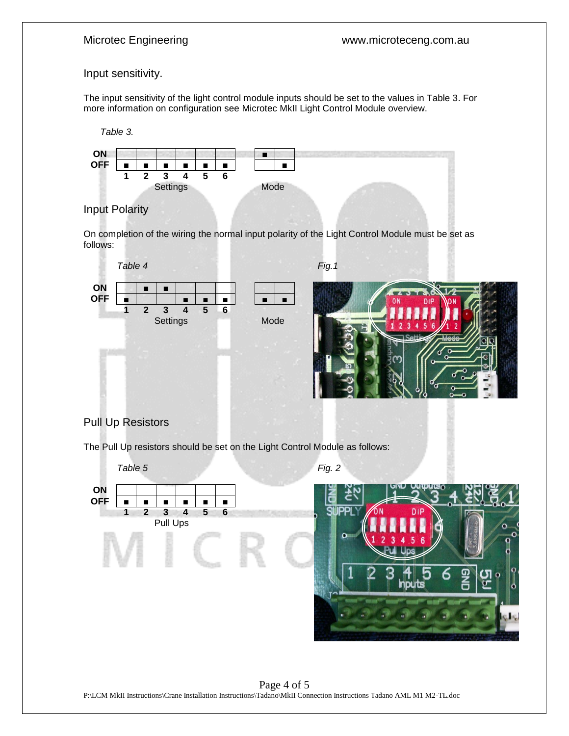## Input sensitivity.

The input sensitivity of the light control module inputs should be set to the values in Table 3. For more information on configuration see Microtec MkII Light Control Module overview.

*Table 3.*

| | 1 | 2 | 3 | 4 | 5 | 6 | | Mode 1 | Mode 2 |
|---|---|---|---|---|---|---|---|---|---|
| ON | | | | | | | | ■ | |
| OFF | ■ | ■ | ■ | ■ | ■ | ■ | | | ■ |
| | Settings | | | | | | | Mode | |

## Input Polarity

On completion of the wiring the normal input polarity of the Light Control Module must be set as follows:

*Table 4*

| | 1 | 2 | 3 | 4 | 5 | 6 | | Mode 1 | Mode 2 |
|---|---|---|---|---|---|---|---|---|---|
| ON | | ■ | ■ | | | | | | |
| OFF | ■ | | | ■ | ■ | ■ | | ■ | ■ |
| | Settings | | | | | | | Mode | |

*Fig.1*

## Pull Up Resistors

The Pull Up resistors should be set on the Light Control Module as follows:

*Table 5*

| | 1 | 2 | 3 | 4 | 5 | 6 |
|---|---|---|---|---|---|---|
| ON | | | | | | |
| OFF | ■ | ■ | ■ | ■ | ■ | ■ |
| | Pull Ups | | | | | |

*Fig. 2*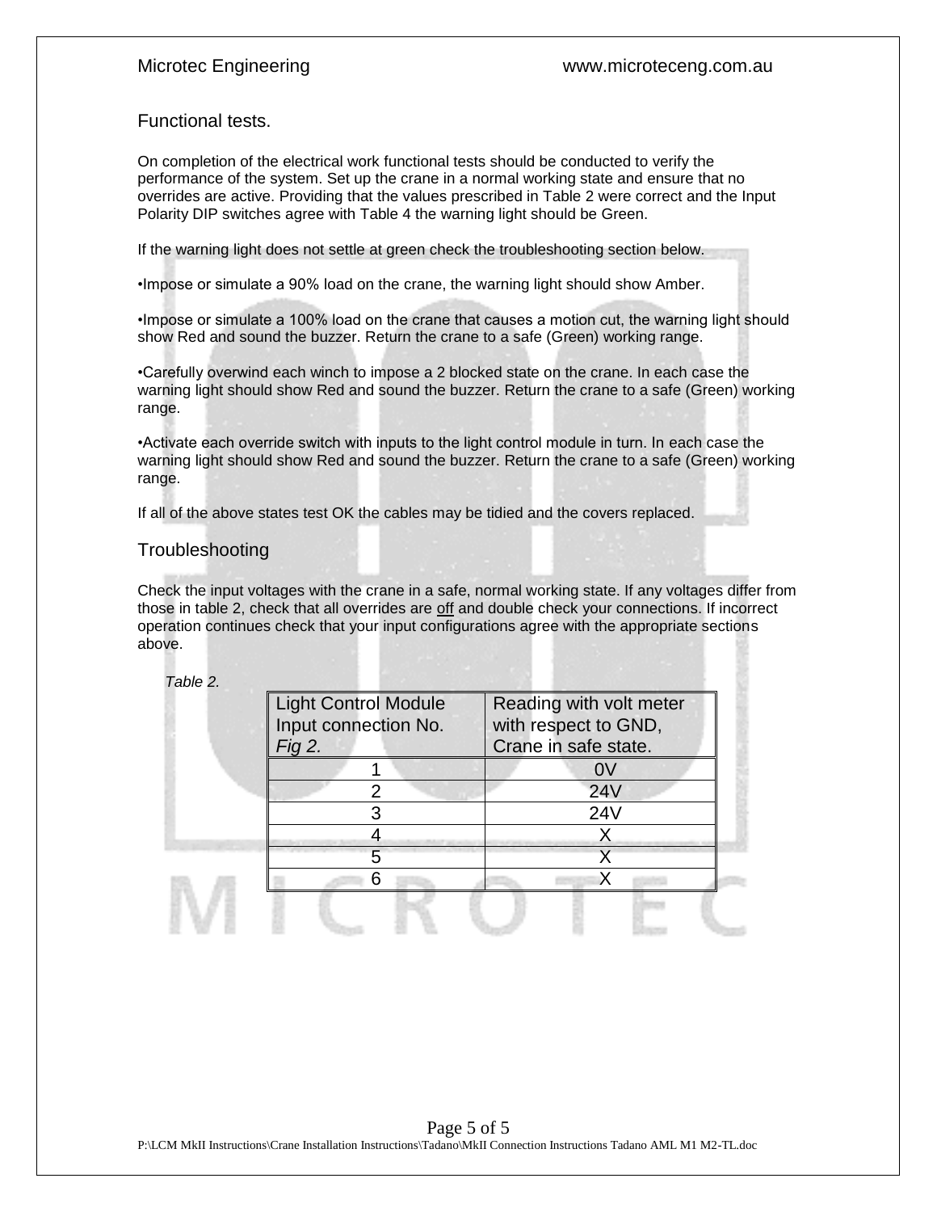## Functional tests.

On completion of the electrical work functional tests should be conducted to verify the performance of the system. Set up the crane in a normal working state and ensure that no overrides are active. Providing that the values prescribed in Table 2 were correct and the Input Polarity DIP switches agree with Table 4 the warning light should be Green.

If the warning light does not settle at green check the troubleshooting section below.

•Impose or simulate a 90% load on the crane, the warning light should show Amber.

•Impose or simulate a 100% load on the crane that causes a motion cut, the warning light should show Red and sound the buzzer. Return the crane to a safe (Green) working range.

•Carefully overwind each winch to impose a 2 blocked state on the crane. In each case the warning light should show Red and sound the buzzer. Return the crane to a safe (Green) working range.

•Activate each override switch with inputs to the light control module in turn. In each case the warning light should show Red and sound the buzzer. Return the crane to a safe (Green) working range.

If all of the above states test OK the cables may be tidied and the covers replaced.

## Troubleshooting

Check the input voltages with the crane in a safe, normal working state. If any voltages differ from those in table 2, check that all overrides are <u>off</u> and double check your connections. If incorrect operation continues check that your input configurations agree with the appropriate sections above.

*Table 2.*

| Light Control Module Input connection No. *Fig 2.* | Reading with volt meter with respect to GND, Crane in safe state. |
|---|---|
| 1 | 0V |
| 2 | 24V |
| 3 | 24V |
| 4 | X |
| 5 | X |
| 6 | X |